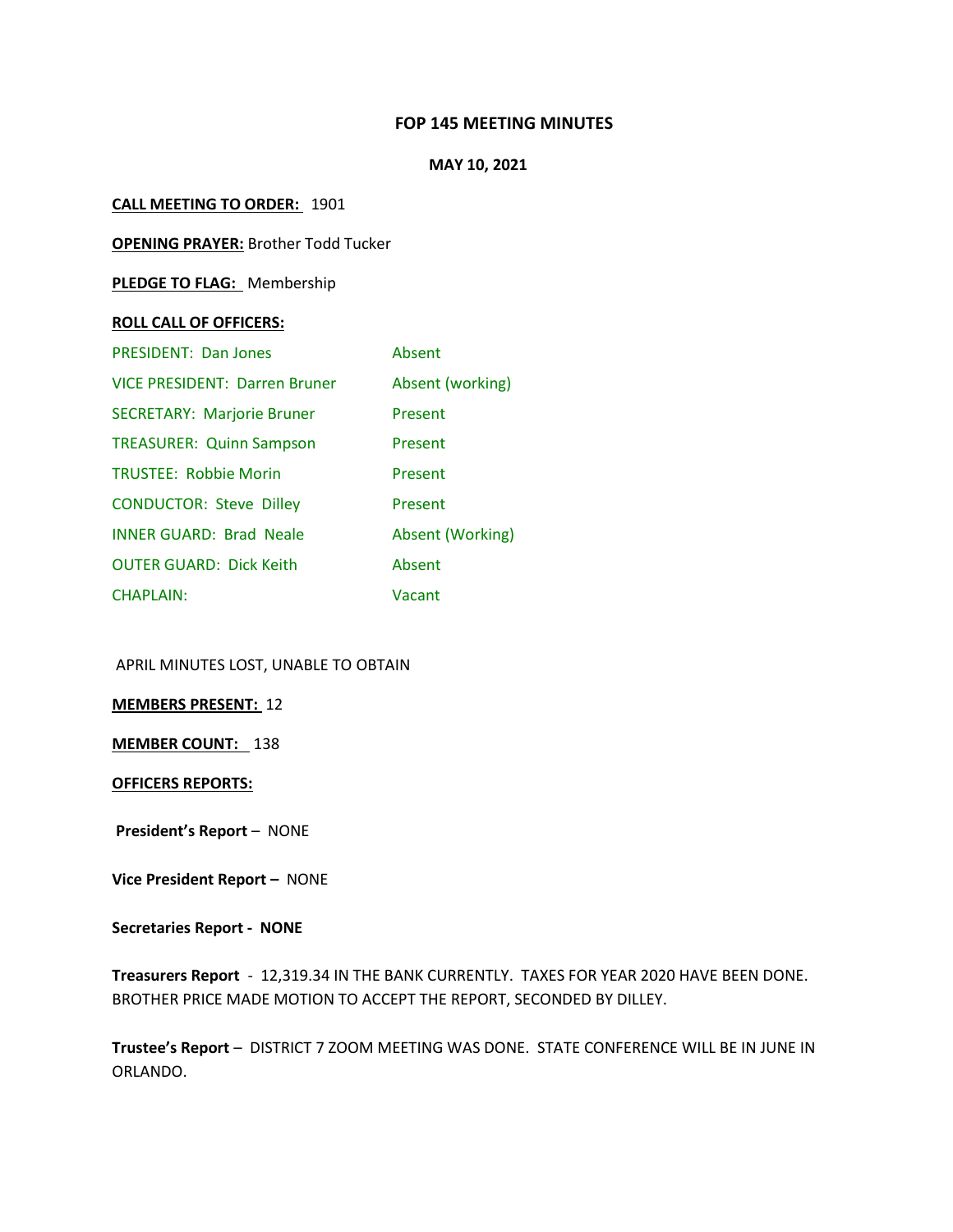# FOP 145 MEETING MINUTES

**MAY 10, 2021**

**CALL MEETING TO ORDER:** 1901

**OPENING PRAYER:** Brother Todd Tucker

**PLEDGE TO FLAG:** Membership

**ROLL CALL OF OFFICERS:**

| | |
|---|---|
| PRESIDENT: Dan Jones | Absent |
| VICE PRESIDENT: Darren Bruner | Absent (working) |
| SECRETARY: Marjorie Bruner | Present |
| TREASURER: Quinn Sampson | Present |
| TRUSTEE: Robbie Morin | Present |
| CONDUCTOR: Steve Dilley | Present |
| INNER GUARD: Brad Neale | Absent (Working) |
| OUTER GUARD: Dick Keith | Absent |
| CHAPLAIN: | Vacant |

APRIL MINUTES LOST, UNABLE TO OBTAIN

**MEMBERS PRESENT:** 12

**MEMBER COUNT:** 138

**OFFICERS REPORTS:**

**President's Report** – NONE

**Vice President Report –** NONE

**Secretaries Report - NONE**

**Treasurers Report** - 12,319.34 IN THE BANK CURRENTLY. TAXES FOR YEAR 2020 HAVE BEEN DONE. BROTHER PRICE MADE MOTION TO ACCEPT THE REPORT, SECONDED BY DILLEY.

**Trustee's Report** – DISTRICT 7 ZOOM MEETING WAS DONE. STATE CONFERENCE WILL BE IN JUNE IN ORLANDO.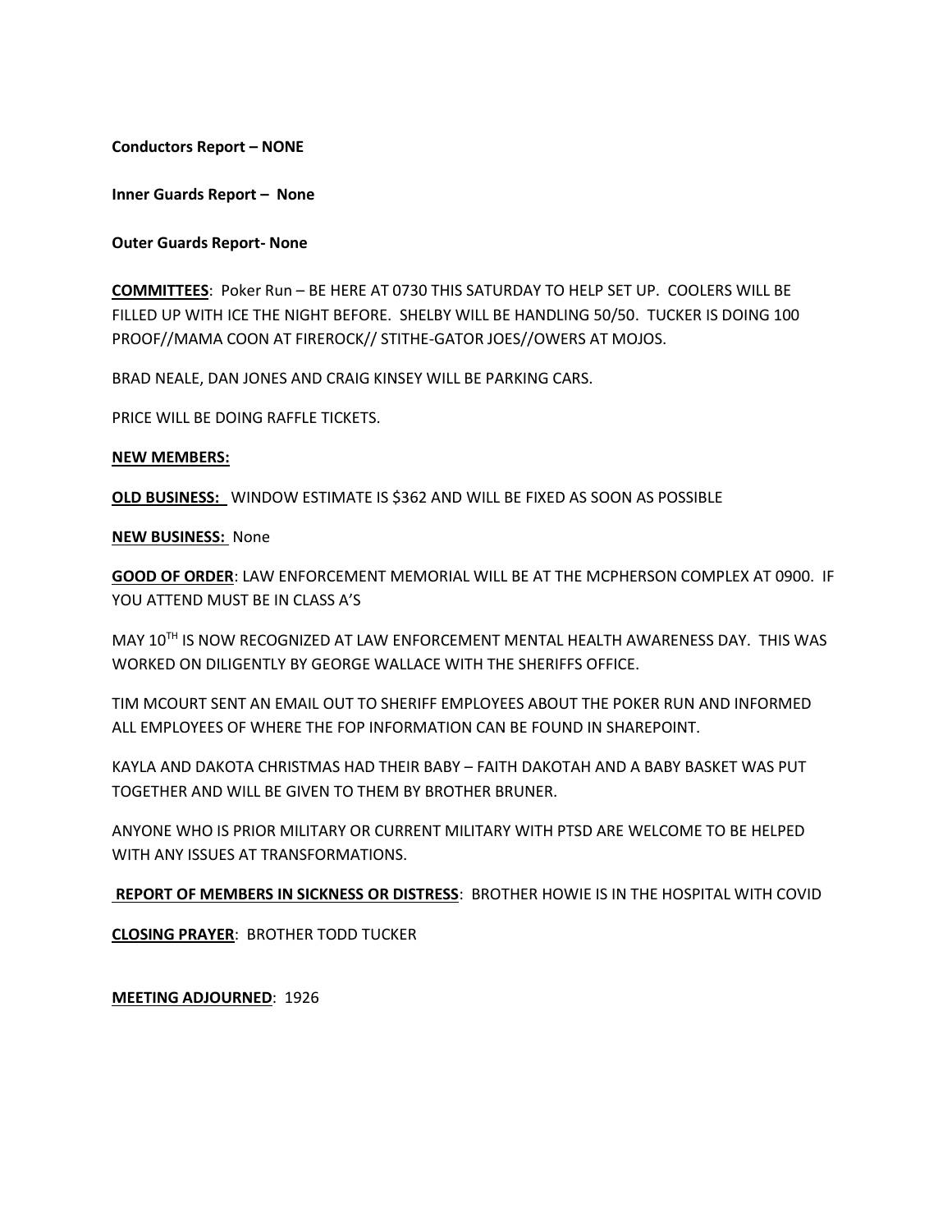**Conductors Report – NONE**

**Inner Guards Report – None**

**Outer Guards Report- None**

**COMMITTEES**: Poker Run – BE HERE AT 0730 THIS SATURDAY TO HELP SET UP. COOLERS WILL BE FILLED UP WITH ICE THE NIGHT BEFORE. SHELBY WILL BE HANDLING 50/50. TUCKER IS DOING 100 PROOF//MAMA COON AT FIREROCK// STITHE-GATOR JOES//OWERS AT MOJOS.

BRAD NEALE, DAN JONES AND CRAIG KINSEY WILL BE PARKING CARS.

PRICE WILL BE DOING RAFFLE TICKETS.

**NEW MEMBERS:**

**OLD BUSINESS:** WINDOW ESTIMATE IS $362 AND WILL BE FIXED AS SOON AS POSSIBLE

**NEW BUSINESS:** None

**GOOD OF ORDER**: LAW ENFORCEMENT MEMORIAL WILL BE AT THE MCPHERSON COMPLEX AT 0900. IF YOU ATTEND MUST BE IN CLASS A'S

MAY 10TH IS NOW RECOGNIZED AT LAW ENFORCEMENT MENTAL HEALTH AWARENESS DAY. THIS WAS WORKED ON DILIGENTLY BY GEORGE WALLACE WITH THE SHERIFFS OFFICE.

TIM MCOURT SENT AN EMAIL OUT TO SHERIFF EMPLOYEES ABOUT THE POKER RUN AND INFORMED ALL EMPLOYEES OF WHERE THE FOP INFORMATION CAN BE FOUND IN SHAREPOINT.

KAYLA AND DAKOTA CHRISTMAS HAD THEIR BABY – FAITH DAKOTAH AND A BABY BASKET WAS PUT TOGETHER AND WILL BE GIVEN TO THEM BY BROTHER BRUNER.

ANYONE WHO IS PRIOR MILITARY OR CURRENT MILITARY WITH PTSD ARE WELCOME TO BE HELPED WITH ANY ISSUES AT TRANSFORMATIONS.

**REPORT OF MEMBERS IN SICKNESS OR DISTRESS**: BROTHER HOWIE IS IN THE HOSPITAL WITH COVID

**CLOSING PRAYER**: BROTHER TODD TUCKER

**MEETING ADJOURNED**: 1926